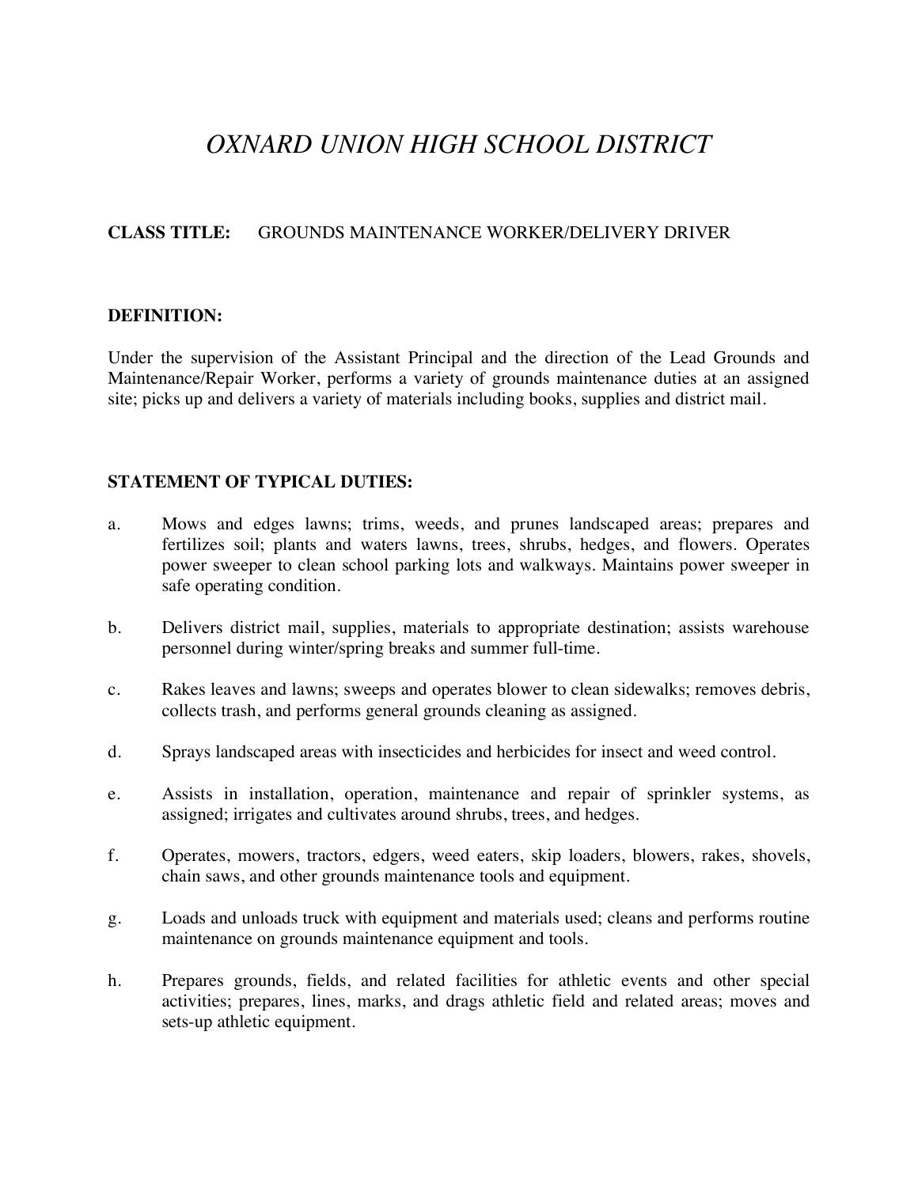# *OXNARD UNION HIGH SCHOOL DISTRICT*

**CLASS TITLE:** GROUNDS MAINTENANCE WORKER/DELIVERY DRIVER

**DEFINITION:**

Under the supervision of the Assistant Principal and the direction of the Lead Grounds and Maintenance/Repair Worker, performs a variety of grounds maintenance duties at an assigned site; picks up and delivers a variety of materials including books, supplies and district mail.

**STATEMENT OF TYPICAL DUTIES:**

a. Mows and edges lawns; trims, weeds, and prunes landscaped areas; prepares and fertilizes soil; plants and waters lawns, trees, shrubs, hedges, and flowers. Operates power sweeper to clean school parking lots and walkways. Maintains power sweeper in safe operating condition.

b. Delivers district mail, supplies, materials to appropriate destination; assists warehouse personnel during winter/spring breaks and summer full-time.

c. Rakes leaves and lawns; sweeps and operates blower to clean sidewalks; removes debris, collects trash, and performs general grounds cleaning as assigned.

d. Sprays landscaped areas with insecticides and herbicides for insect and weed control.

e. Assists in installation, operation, maintenance and repair of sprinkler systems, as assigned; irrigates and cultivates around shrubs, trees, and hedges.

f. Operates, mowers, tractors, edgers, weed eaters, skip loaders, blowers, rakes, shovels, chain saws, and other grounds maintenance tools and equipment.

g. Loads and unloads truck with equipment and materials used; cleans and performs routine maintenance on grounds maintenance equipment and tools.

h. Prepares grounds, fields, and related facilities for athletic events and other special activities; prepares, lines, marks, and drags athletic field and related areas; moves and sets-up athletic equipment.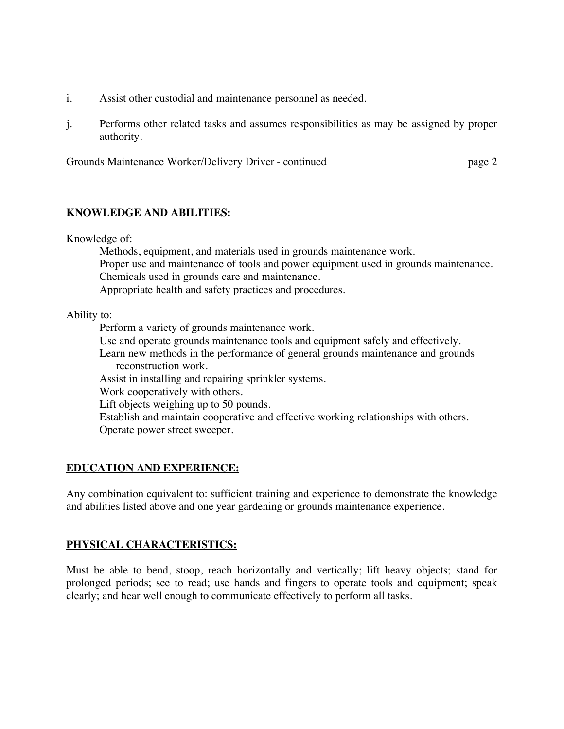i. Assist other custodial and maintenance personnel as needed.

j. Performs other related tasks and assumes responsibilities as may be assigned by proper authority.

Grounds Maintenance Worker/Delivery Driver - continued

## KNOWLEDGE AND ABILITIES:

Knowledge of:

Methods, equipment, and materials used in grounds maintenance work.
Proper use and maintenance of tools and power equipment used in grounds maintenance.
Chemicals used in grounds care and maintenance.
Appropriate health and safety practices and procedures.

Ability to:

Perform a variety of grounds maintenance work.
Use and operate grounds maintenance tools and equipment safely and effectively.
Learn new methods in the performance of general grounds maintenance and grounds reconstruction work.
Assist in installing and repairing sprinkler systems.
Work cooperatively with others.
Lift objects weighing up to 50 pounds.
Establish and maintain cooperative and effective working relationships with others.
Operate power street sweeper.

## EDUCATION AND EXPERIENCE:

Any combination equivalent to: sufficient training and experience to demonstrate the knowledge and abilities listed above and one year gardening or grounds maintenance experience.

## PHYSICAL CHARACTERISTICS:

Must be able to bend, stoop, reach horizontally and vertically; lift heavy objects; stand for prolonged periods; see to read; use hands and fingers to operate tools and equipment; speak clearly; and hear well enough to communicate effectively to perform all tasks.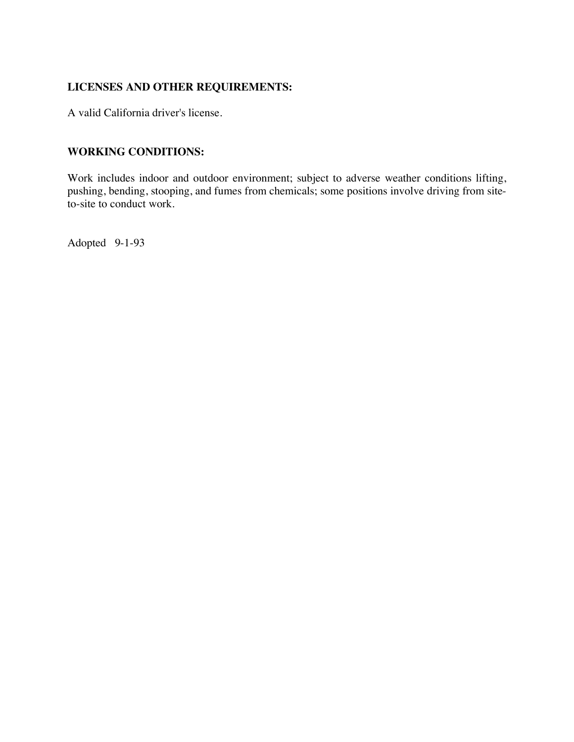**LICENSES AND OTHER REQUIREMENTS:**

A valid California driver's license.

**WORKING CONDITIONS:**

Work includes indoor and outdoor environment; subject to adverse weather conditions lifting, pushing, bending, stooping, and fumes from chemicals; some positions involve driving from site-to-site to conduct work.

Adopted 9-1-93